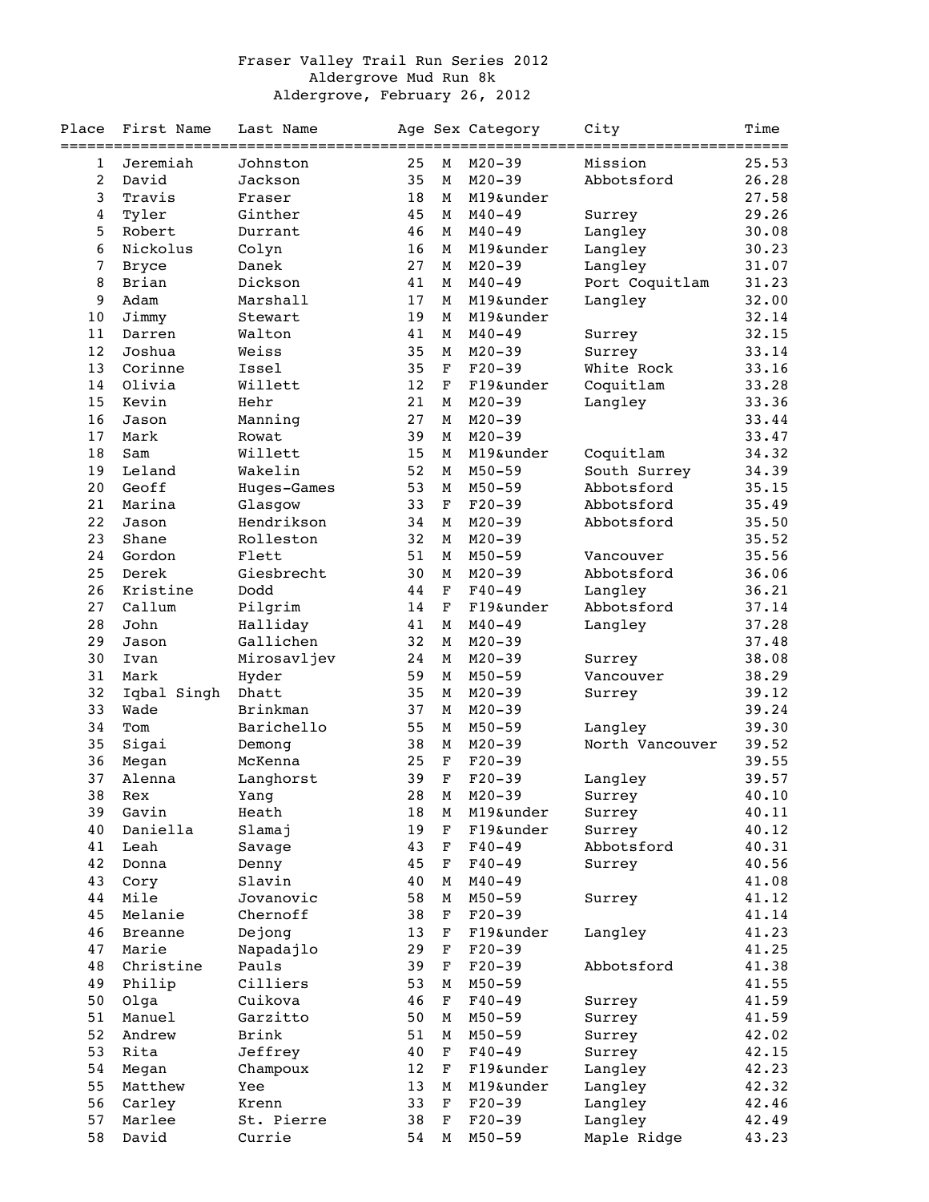# Fraser Valley Trail Run Series 2012

## Aldergrove Mud Run 8k

Aldergrove, February 26, 2012

| Place | First Name | Last Name | Age | Sex | Category | City | Time |
|---|---|---|---|---|---|---|---|
| 1 | Jeremiah | Johnston | 25 | M | M20-39 | Mission | 25.53 |
| 2 | David | Jackson | 35 | M | M20-39 | Abbotsford | 26.28 |
| 3 | Travis | Fraser | 18 | M | M19&under | | 27.58 |
| 4 | Tyler | Ginther | 45 | M | M40-49 | Surrey | 29.26 |
| 5 | Robert | Durrant | 46 | M | M40-49 | Langley | 30.08 |
| 6 | Nickolus | Colyn | 16 | M | M19&under | Langley | 30.23 |
| 7 | Bryce | Danek | 27 | M | M20-39 | Langley | 31.07 |
| 8 | Brian | Dickson | 41 | M | M40-49 | Port Coquitlam | 31.23 |
| 9 | Adam | Marshall | 17 | M | M19&under | Langley | 32.00 |
| 10 | Jimmy | Stewart | 19 | M | M19&under | | 32.14 |
| 11 | Darren | Walton | 41 | M | M40-49 | Surrey | 32.15 |
| 12 | Joshua | Weiss | 35 | M | M20-39 | Surrey | 33.14 |
| 13 | Corinne | Issel | 35 | F | F20-39 | White Rock | 33.16 |
| 14 | Olivia | Willett | 12 | F | F19&under | Coquitlam | 33.28 |
| 15 | Kevin | Hehr | 21 | M | M20-39 | Langley | 33.36 |
| 16 | Jason | Manning | 27 | M | M20-39 | | 33.44 |
| 17 | Mark | Rowat | 39 | M | M20-39 | | 33.47 |
| 18 | Sam | Willett | 15 | M | M19&under | Coquitlam | 34.32 |
| 19 | Leland | Wakelin | 52 | M | M50-59 | South Surrey | 34.39 |
| 20 | Geoff | Huges-Games | 53 | M | M50-59 | Abbotsford | 35.15 |
| 21 | Marina | Glasgow | 33 | F | F20-39 | Abbotsford | 35.49 |
| 22 | Jason | Hendrikson | 34 | M | M20-39 | Abbotsford | 35.50 |
| 23 | Shane | Rolleston | 32 | M | M20-39 | | 35.52 |
| 24 | Gordon | Flett | 51 | M | M50-59 | Vancouver | 35.56 |
| 25 | Derek | Giesbrecht | 30 | M | M20-39 | Abbotsford | 36.06 |
| 26 | Kristine | Dodd | 44 | F | F40-49 | Langley | 36.21 |
| 27 | Callum | Pilgrim | 14 | F | F19&under | Abbotsford | 37.14 |
| 28 | John | Halliday | 41 | M | M40-49 | Langley | 37.28 |
| 29 | Jason | Gallichen | 32 | M | M20-39 | | 37.48 |
| 30 | Ivan | Mirosavljev | 24 | M | M20-39 | Surrey | 38.08 |
| 31 | Mark | Hyder | 59 | M | M50-59 | Vancouver | 38.29 |
| 32 | Iqbal Singh | Dhatt | 35 | M | M20-39 | Surrey | 39.12 |
| 33 | Wade | Brinkman | 37 | M | M20-39 | | 39.24 |
| 34 | Tom | Barichello | 55 | M | M50-59 | Langley | 39.30 |
| 35 | Sigai | Demong | 38 | M | M20-39 | North Vancouver | 39.52 |
| 36 | Megan | McKenna | 25 | F | F20-39 | | 39.55 |
| 37 | Alenna | Langhorst | 39 | F | F20-39 | Langley | 39.57 |
| 38 | Rex | Yang | 28 | M | M20-39 | Surrey | 40.10 |
| 39 | Gavin | Heath | 18 | M | M19&under | Surrey | 40.11 |
| 40 | Daniella | Slamaj | 19 | F | F19&under | Surrey | 40.12 |
| 41 | Leah | Savage | 43 | F | F40-49 | Abbotsford | 40.31 |
| 42 | Donna | Denny | 45 | F | F40-49 | Surrey | 40.56 |
| 43 | Cory | Slavin | 40 | M | M40-49 | | 41.08 |
| 44 | Mile | Jovanovic | 58 | M | M50-59 | Surrey | 41.12 |
| 45 | Melanie | Chernoff | 38 | F | F20-39 | | 41.14 |
| 46 | Breanne | Dejong | 13 | F | F19&under | Langley | 41.23 |
| 47 | Marie | Napadajlo | 29 | F | F20-39 | | 41.25 |
| 48 | Christine | Pauls | 39 | F | F20-39 | Abbotsford | 41.38 |
| 49 | Philip | Cilliers | 53 | M | M50-59 | | 41.55 |
| 50 | Olga | Cuikova | 46 | F | F40-49 | Surrey | 41.59 |
| 51 | Manuel | Garzitto | 50 | M | M50-59 | Surrey | 41.59 |
| 52 | Andrew | Brink | 51 | M | M50-59 | Surrey | 42.02 |
| 53 | Rita | Jeffrey | 40 | F | F40-49 | Surrey | 42.15 |
| 54 | Megan | Champoux | 12 | F | F19&under | Langley | 42.23 |
| 55 | Matthew | Yee | 13 | M | M19&under | Langley | 42.32 |
| 56 | Carley | Krenn | 33 | F | F20-39 | Langley | 42.46 |
| 57 | Marlee | St. Pierre | 38 | F | F20-39 | Langley | 42.49 |
| 58 | David | Currie | 54 | M | M50-59 | Maple Ridge | 43.23 |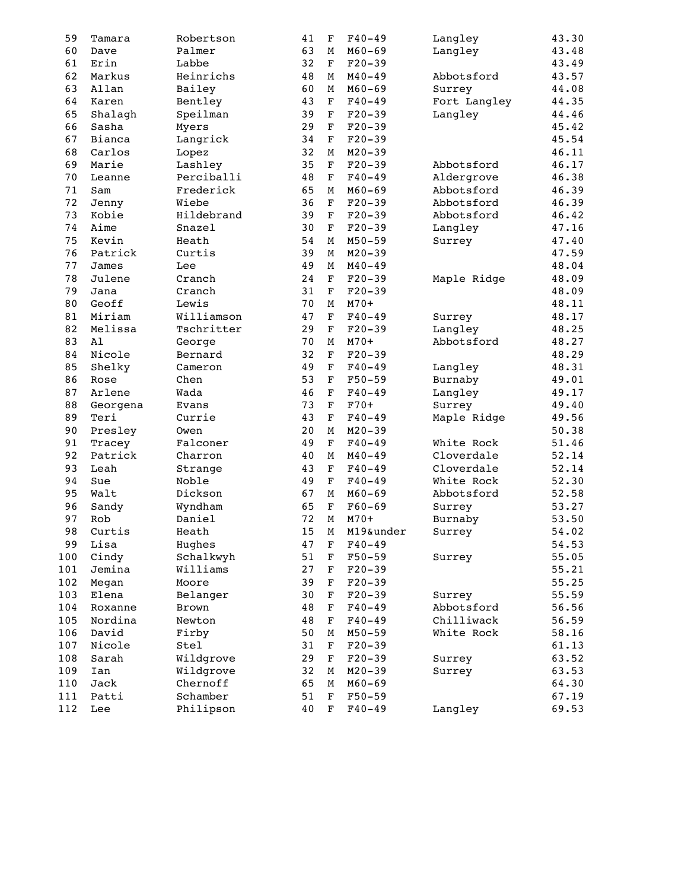| | | | | | | | |
|---|---|---|---|---|---|---|---|
| 59 | Tamara | Robertson | 41 | F | F40-49 | Langley | 43.30 |
| 60 | Dave | Palmer | 63 | M | M60-69 | Langley | 43.48 |
| 61 | Erin | Labbe | 32 | F | F20-39 | | 43.49 |
| 62 | Markus | Heinrichs | 48 | M | M40-49 | Abbotsford | 43.57 |
| 63 | Allan | Bailey | 60 | M | M60-69 | Surrey | 44.08 |
| 64 | Karen | Bentley | 43 | F | F40-49 | Fort Langley | 44.35 |
| 65 | Shalagh | Speilman | 39 | F | F20-39 | Langley | 44.46 |
| 66 | Sasha | Myers | 29 | F | F20-39 | | 45.42 |
| 67 | Bianca | Langrick | 34 | F | F20-39 | | 45.54 |
| 68 | Carlos | Lopez | 32 | M | M20-39 | | 46.11 |
| 69 | Marie | Lashley | 35 | F | F20-39 | Abbotsford | 46.17 |
| 70 | Leanne | Perciballi | 48 | F | F40-49 | Aldergrove | 46.38 |
| 71 | Sam | Frederick | 65 | M | M60-69 | Abbotsford | 46.39 |
| 72 | Jenny | Wiebe | 36 | F | F20-39 | Abbotsford | 46.39 |
| 73 | Kobie | Hildebrand | 39 | F | F20-39 | Abbotsford | 46.42 |
| 74 | Aime | Snazel | 30 | F | F20-39 | Langley | 47.16 |
| 75 | Kevin | Heath | 54 | M | M50-59 | Surrey | 47.40 |
| 76 | Patrick | Curtis | 39 | M | M20-39 | | 47.59 |
| 77 | James | Lee | 49 | M | M40-49 | | 48.04 |
| 78 | Julene | Cranch | 24 | F | F20-39 | Maple Ridge | 48.09 |
| 79 | Jana | Cranch | 31 | F | F20-39 | | 48.09 |
| 80 | Geoff | Lewis | 70 | M | M70+ | | 48.11 |
| 81 | Miriam | Williamson | 47 | F | F40-49 | Surrey | 48.17 |
| 82 | Melissa | Tschritter | 29 | F | F20-39 | Langley | 48.25 |
| 83 | Al | George | 70 | M | M70+ | Abbotsford | 48.27 |
| 84 | Nicole | Bernard | 32 | F | F20-39 | | 48.29 |
| 85 | Shelky | Cameron | 49 | F | F40-49 | Langley | 48.31 |
| 86 | Rose | Chen | 53 | F | F50-59 | Burnaby | 49.01 |
| 87 | Arlene | Wada | 46 | F | F40-49 | Langley | 49.17 |
| 88 | Georgena | Evans | 73 | F | F70+ | Surrey | 49.40 |
| 89 | Teri | Currie | 43 | F | F40-49 | Maple Ridge | 49.56 |
| 90 | Presley | Owen | 20 | M | M20-39 | | 50.38 |
| 91 | Tracey | Falconer | 49 | F | F40-49 | White Rock | 51.46 |
| 92 | Patrick | Charron | 40 | M | M40-49 | Cloverdale | 52.14 |
| 93 | Leah | Strange | 43 | F | F40-49 | Cloverdale | 52.14 |
| 94 | Sue | Noble | 49 | F | F40-49 | White Rock | 52.30 |
| 95 | Walt | Dickson | 67 | M | M60-69 | Abbotsford | 52.58 |
| 96 | Sandy | Wyndham | 65 | F | F60-69 | Surrey | 53.27 |
| 97 | Rob | Daniel | 72 | M | M70+ | Burnaby | 53.50 |
| 98 | Curtis | Heath | 15 | M | M19&under | Surrey | 54.02 |
| 99 | Lisa | Hughes | 47 | F | F40-49 | | 54.53 |
| 100 | Cindy | Schalkwyh | 51 | F | F50-59 | Surrey | 55.05 |
| 101 | Jemina | Williams | 27 | F | F20-39 | | 55.21 |
| 102 | Megan | Moore | 39 | F | F20-39 | | 55.25 |
| 103 | Elena | Belanger | 30 | F | F20-39 | Surrey | 55.59 |
| 104 | Roxanne | Brown | 48 | F | F40-49 | Abbotsford | 56.56 |
| 105 | Nordina | Newton | 48 | F | F40-49 | Chilliwack | 56.59 |
| 106 | David | Firby | 50 | M | M50-59 | White Rock | 58.16 |
| 107 | Nicole | Stel | 31 | F | F20-39 | | 61.13 |
| 108 | Sarah | Wildgrove | 29 | F | F20-39 | Surrey | 63.52 |
| 109 | Ian | Wildgrove | 32 | M | M20-39 | Surrey | 63.53 |
| 110 | Jack | Chernoff | 65 | M | M60-69 | | 64.30 |
| 111 | Patti | Schamber | 51 | F | F50-59 | | 67.19 |
| 112 | Lee | Philipson | 40 | F | F40-49 | Langley | 69.53 |